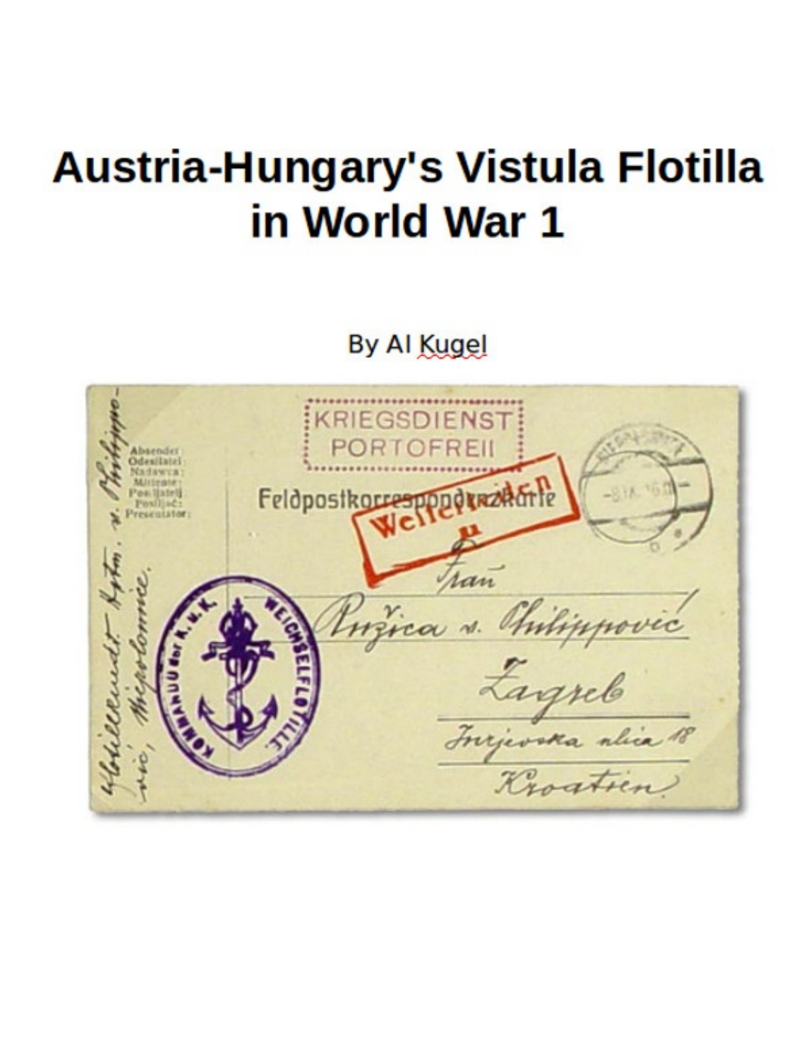# Austria-Hungary's Vistula Flotilla in World War 1

By Al Kugel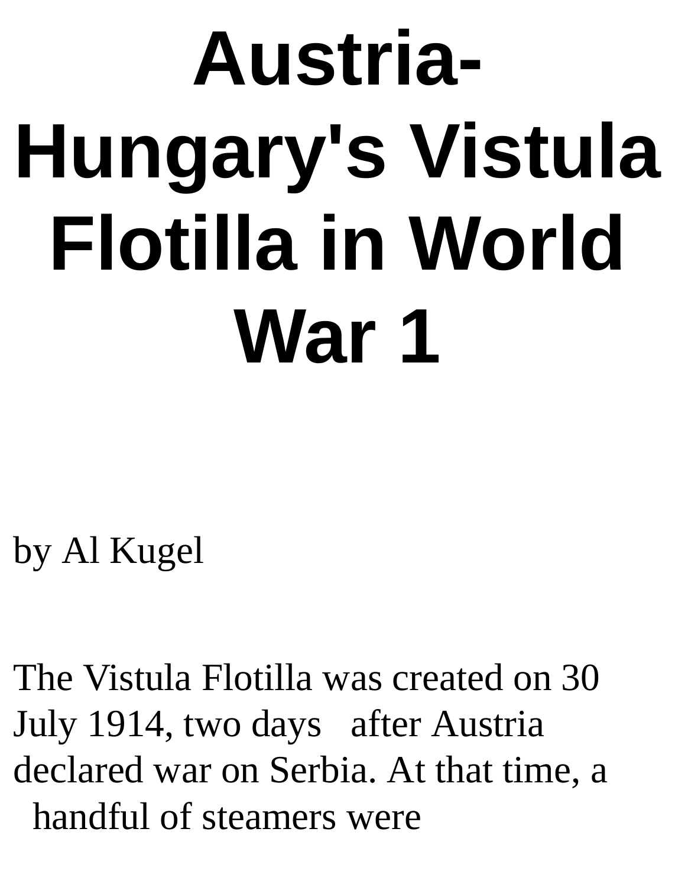# Austria-Hungary's Vistula Flotilla in World War 1

by Al Kugel

The Vistula Flotilla was created on 30 July 1914, two days after Austria declared war on Serbia. At that time, a handful of steamers were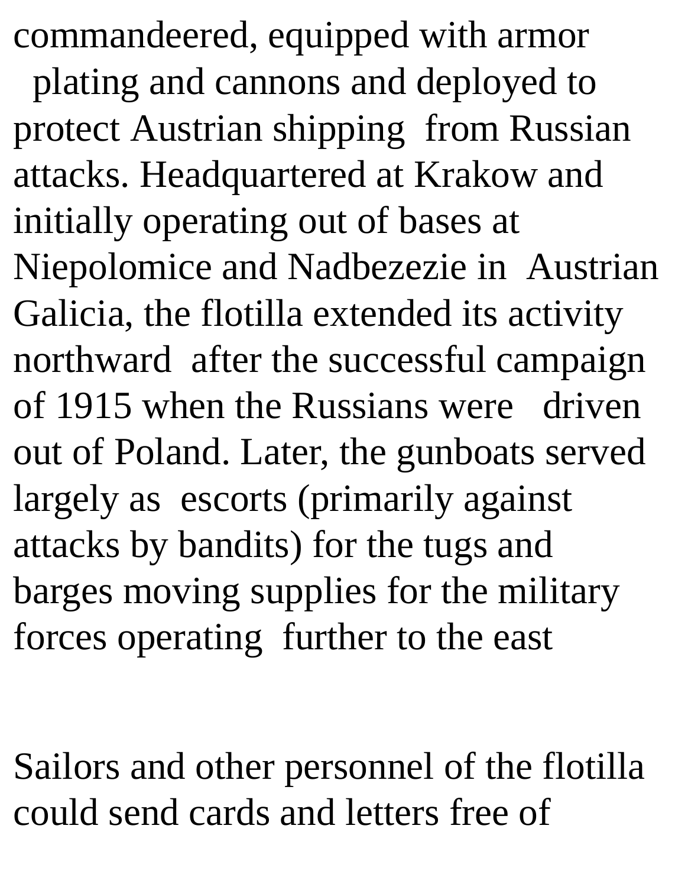commandeered, equipped with armor plating and cannons and deployed to protect Austrian shipping from Russian attacks. Headquartered at Krakow and initially operating out of bases at Niepolomice and Nadbezezie in Austrian Galicia, the flotilla extended its activity northward after the successful campaign of 1915 when the Russians were driven out of Poland. Later, the gunboats served largely as escorts (primarily against attacks by bandits) for the tugs and barges moving supplies for the military forces operating further to the east

Sailors and other personnel of the flotilla could send cards and letters free of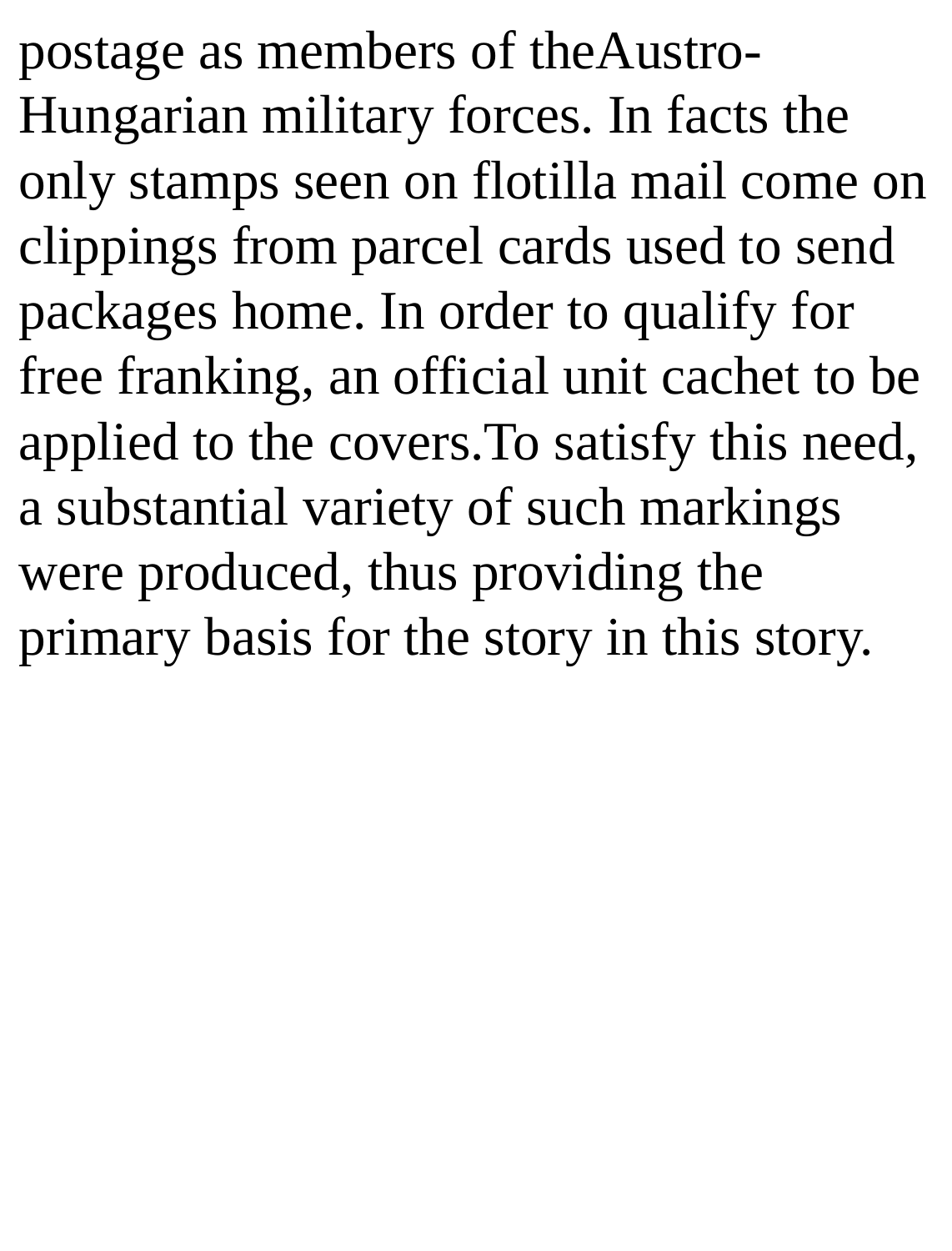postage as members of theAustro-Hungarian military forces. In facts the only stamps seen on flotilla mail come on clippings from parcel cards used to send packages home. In order to qualify for free franking, an official unit cachet to be applied to the covers.To satisfy this need, a substantial variety of such markings were produced, thus providing the primary basis for the story in this story.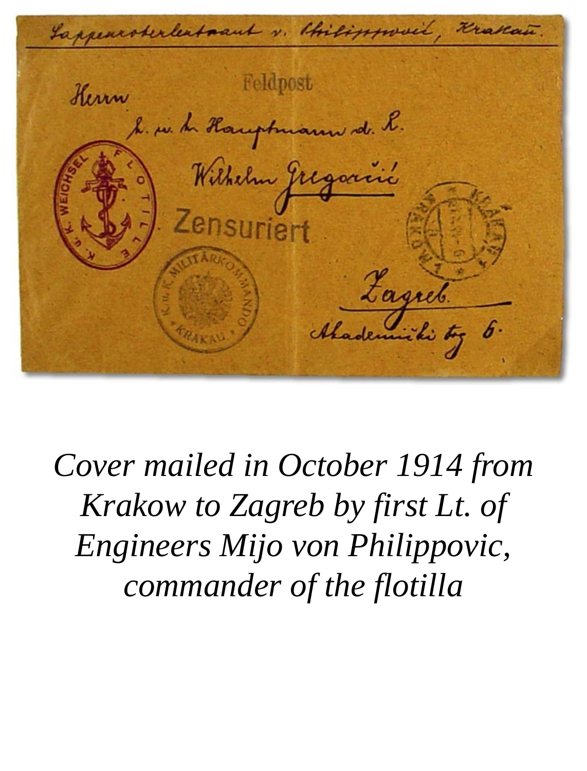*Cover mailed in October 1914 from Krakow to Zagreb by first Lt. of Engineers Mijo von Philippovic, commander of the flotilla*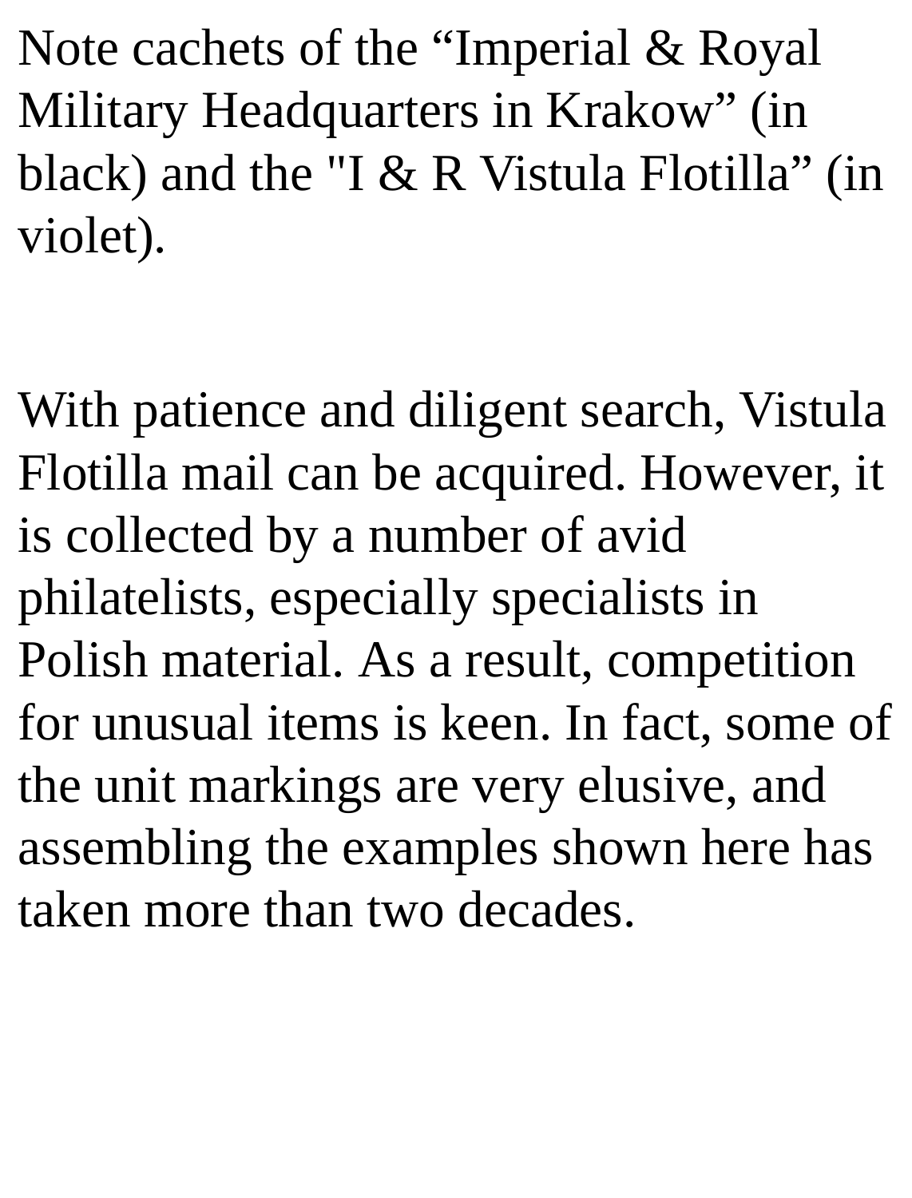Note cachets of the “Imperial & Royal Military Headquarters in Krakow” (in black) and the "I & R Vistula Flotilla” (in violet).

With patience and diligent search, Vistula Flotilla mail can be acquired. However, it is collected by a number of avid philatelists, especially specialists in Polish material. As a result, competition for unusual items is keen. In fact, some of the unit markings are very elusive, and assembling the examples shown here has taken more than two decades.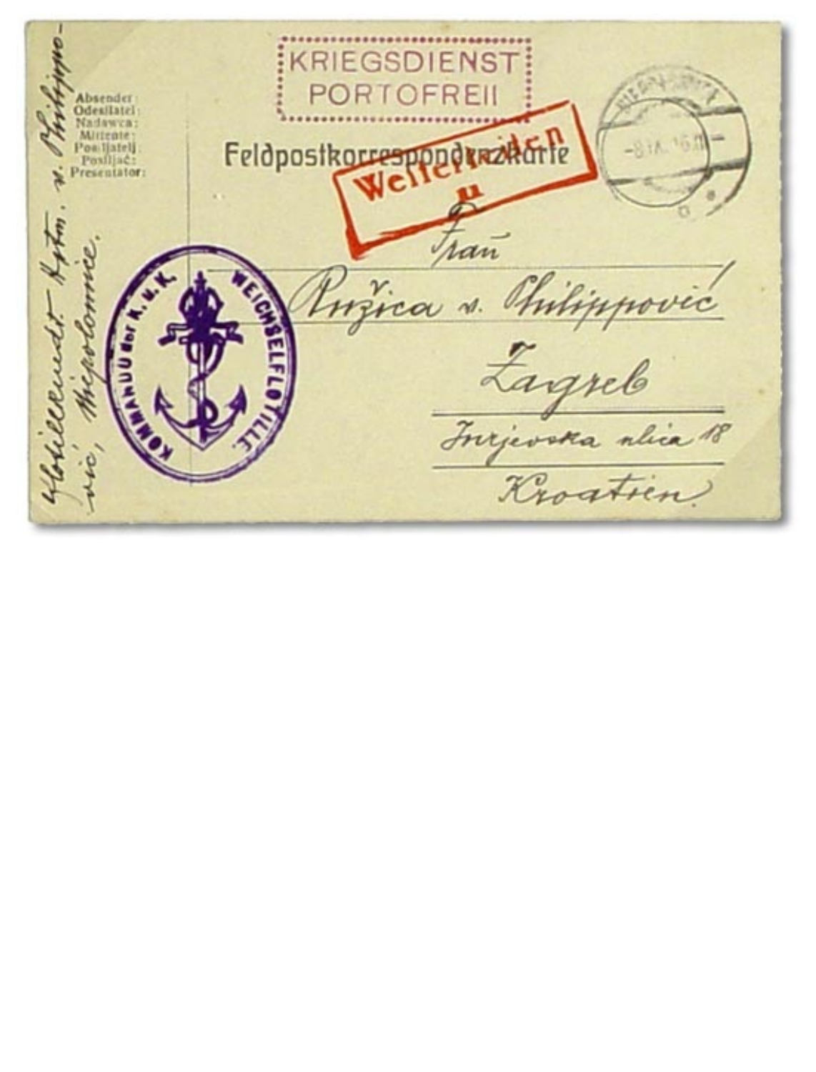KRIEGSDIENST
PORTOFREI!

Absender:
Odesilatel:
Nadawca:
Mittente:
Pošiljatelj:
Posiljač:
Presentator:

Flottillenkmdt. Kptn. v. Philippović, Niepolomice.

Feldpostkorrespondenzkarte

Weitergeleiten

KOMMANDO der K. u. K. WEICHSELFLOTILLE

-8 IX 16

Frau
Ružica v. Philippović
Zagreb
Jurjevska ulica 18
Kroatien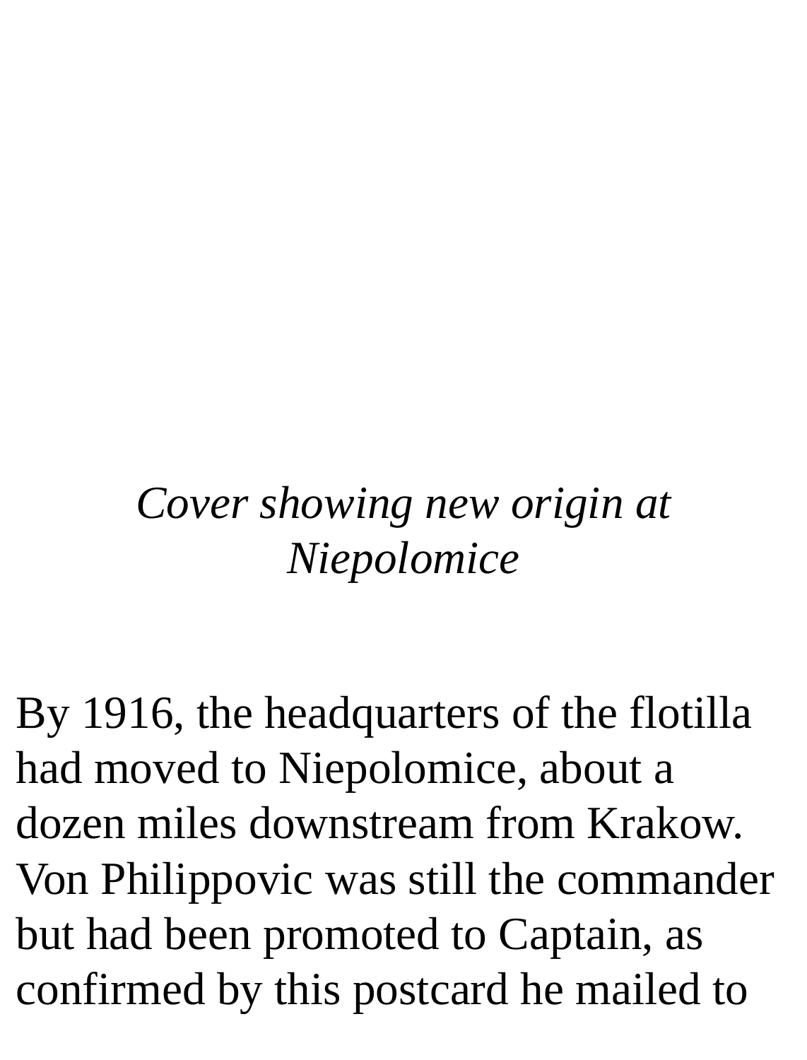*Cover showing new origin at Niepolomice*

By 1916, the headquarters of the flotilla had moved to Niepolomice, about a dozen miles downstream from Krakow. Von Philippovic was still the commander but had been promoted to Captain, as confirmed by this postcard he mailed to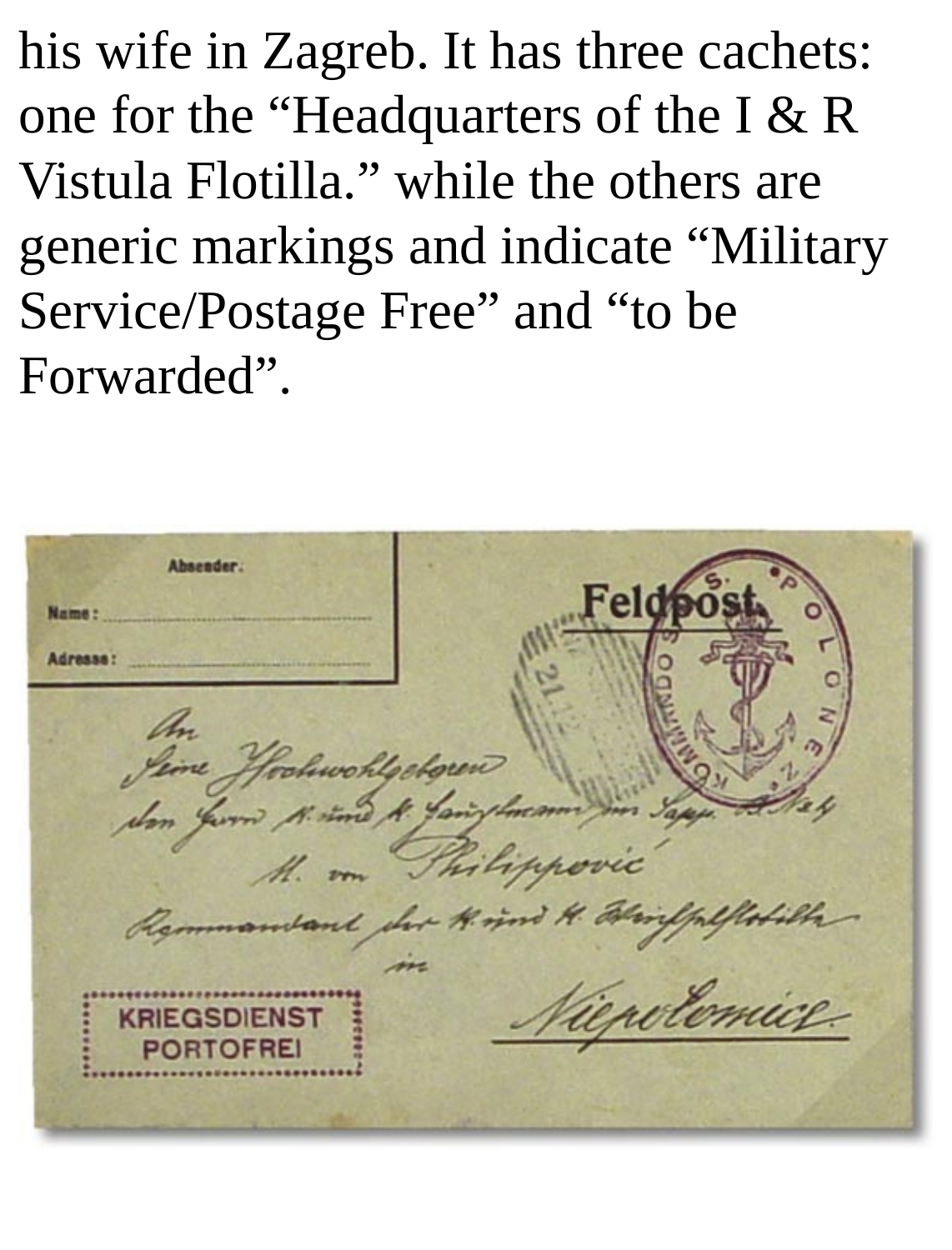his wife in Zagreb. It has three cachets: one for the "Headquarters of the I & R Vistula Flotilla." while the others are generic markings and indicate "Military Service/Postage Free" and "to be Forwarded".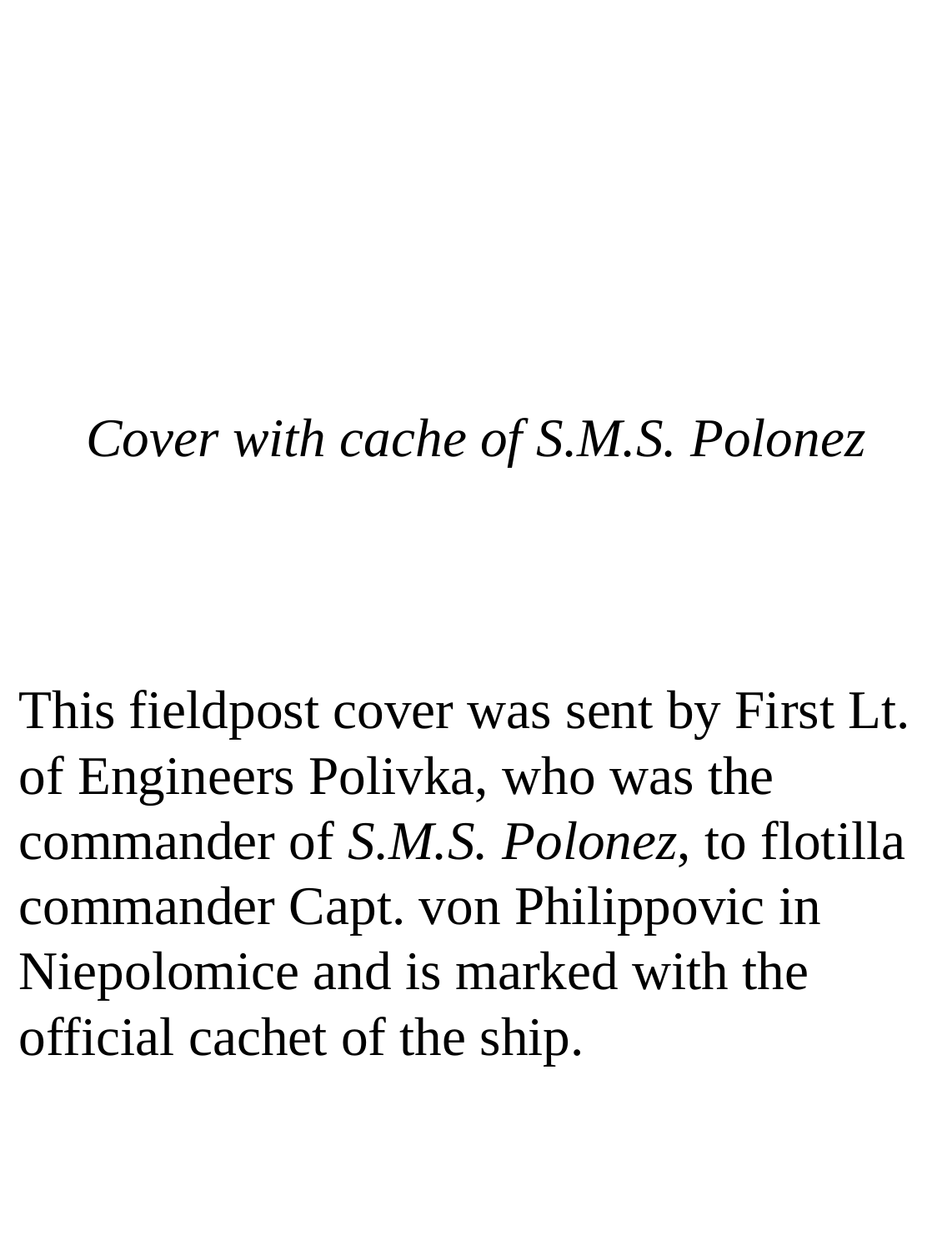*Cover with cache of S.M.S. Polonez*

This fieldpost cover was sent by First Lt. of Engineers Polivka, who was the commander of *S.M.S. Polonez*, to flotilla commander Capt. von Philippovic in Niepolomice and is marked with the official cachet of the ship.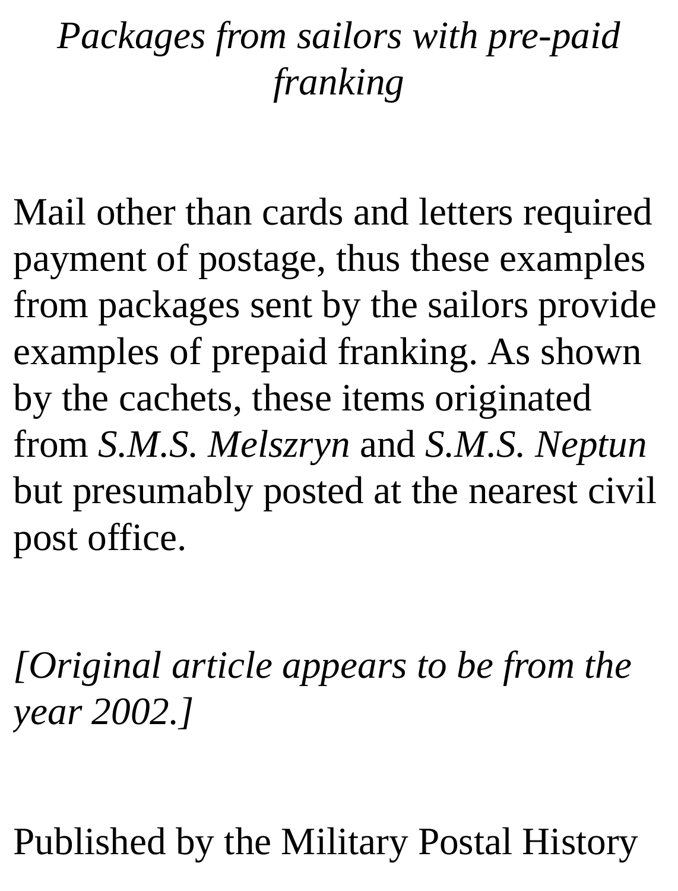*Packages from sailors with pre-paid franking*

Mail other than cards and letters required payment of postage, thus these examples from packages sent by the sailors provide examples of prepaid franking. As shown by the cachets, these items originated from *S.M.S. Melszryn* and *S.M.S. Neptun* but presumably posted at the nearest civil post office.

*[Original article appears to be from the year 2002.]*

Published by the Military Postal History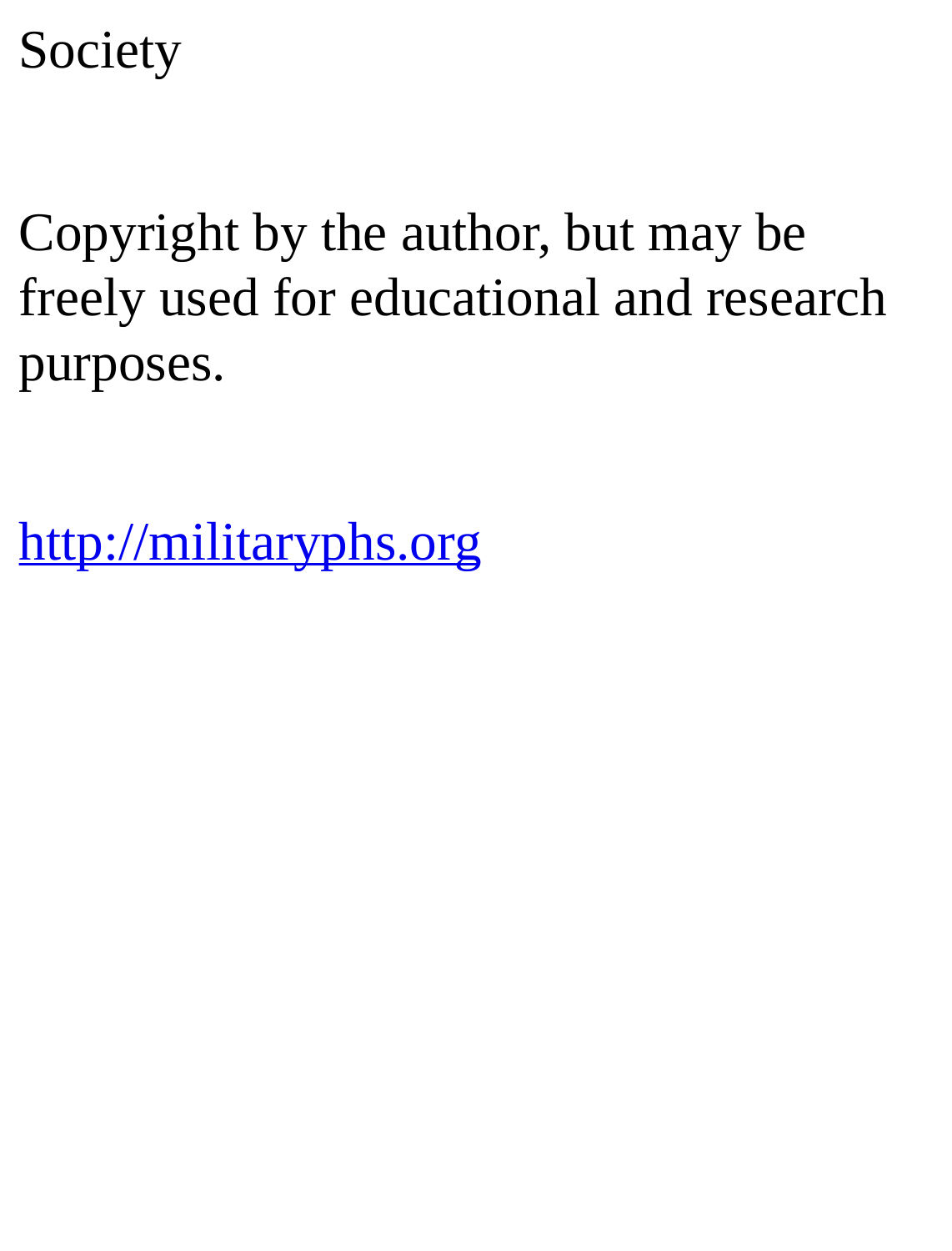Society

Copyright by the author, but may be freely used for educational and research purposes.

http://militaryphs.org